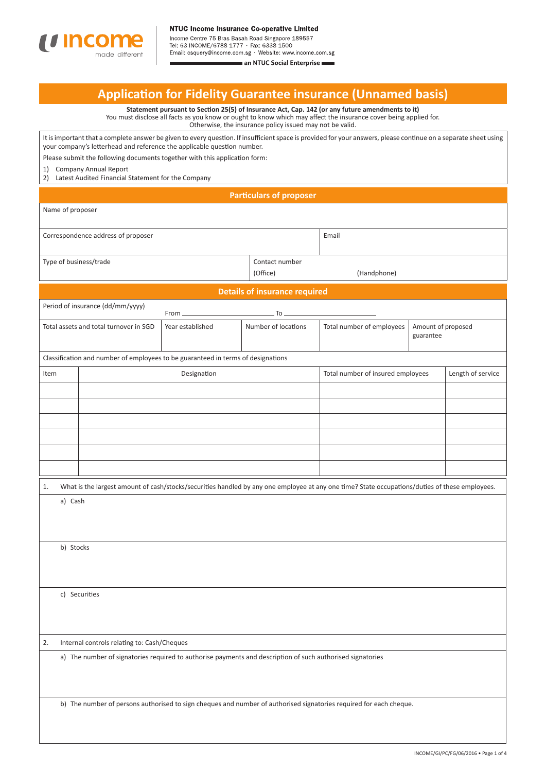**NTUC Income Insurance Co-operative Limited**
Income Centre 75 Bras Basah Road Singapore 189557
Tel: 63 INCOME/6788 1777 · Fax: 6338 1500
Email: csquery@income.com.sg · Website: www.income.com.sg

**an NTUC Social Enterprise**

# Application for Fidelity Guarantee insurance (Unnamed basis)

**Statement pursuant to Section 25(5) of Insurance Act, Cap. 142 (or any future amendments to it)**
You must disclose all facts as you know or ought to know which may affect the insurance cover being applied for.
Otherwise, the insurance policy issued may not be valid.

It is important that a complete answer be given to every question. If insufficient space is provided for your answers, please continue on a separate sheet using your company's letterhead and reference the applicable question number.

Please submit the following documents together with this application form:

1) Company Annual Report
2) Latest Audited Financial Statement for the Company

## Particulars of proposer

| Name of proposer | | |
|---|---|---|
| Correspondence address of proposer | | Email |
| Type of business/trade | Contact number (Office) | (Handphone) |

## Details of insurance required

Period of insurance (dd/mm/yyyy) From ______________ To ______________

| Total assets and total turnover in SGD | Year established | Number of locations | Total number of employees | Amount of proposed guarantee |
|---|---|---|---|---|
| | | | | |

Classification and number of employees to be guaranteed in terms of designations

| Item | Designation | Total number of insured employees | Length of service |
|---|---|---|---|
| | | | |
| | | | |
| | | | |
| | | | |
| | | | |
| | | | |

1. What is the largest amount of cash/stocks/securities handled by any one employee at any one time? State occupations/duties of these employees.

   a) Cash

   b) Stocks

   c) Securities

2. Internal controls relating to: Cash/Cheques

   a) The number of signatories required to authorise payments and description of such authorised signatories

   b) The number of persons authorised to sign cheques and number of authorised signatories required for each cheque.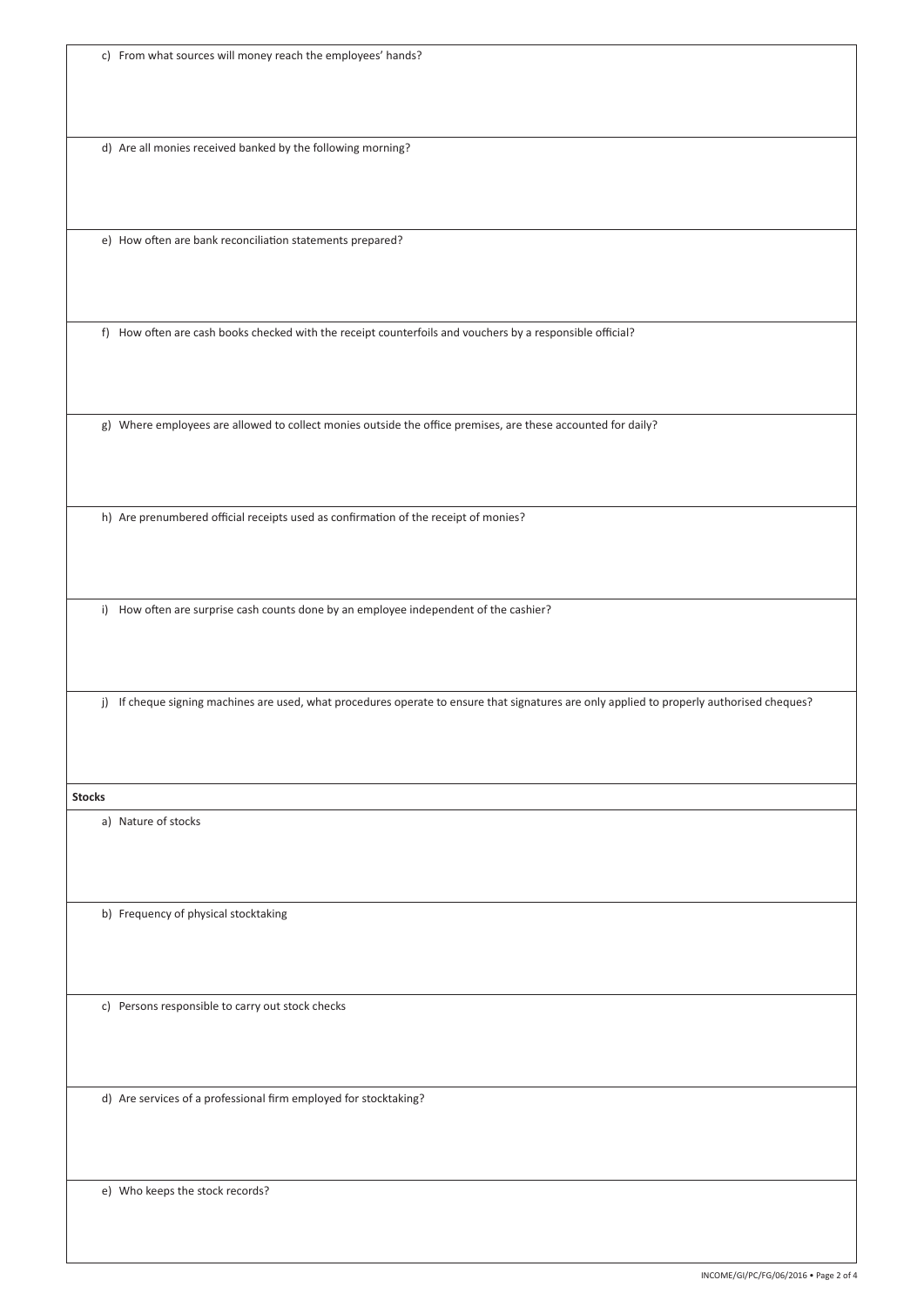c) From what sources will money reach the employees' hands?

d) Are all monies received banked by the following morning?

e) How often are bank reconciliation statements prepared?

f) How often are cash books checked with the receipt counterfoils and vouchers by a responsible official?

g) Where employees are allowed to collect monies outside the office premises, are these accounted for daily?

h) Are prenumbered official receipts used as confirmation of the receipt of monies?

i) How often are surprise cash counts done by an employee independent of the cashier?

j) If cheque signing machines are used, what procedures operate to ensure that signatures are only applied to properly authorised cheques?

**Stocks**

a) Nature of stocks

b) Frequency of physical stocktaking

c) Persons responsible to carry out stock checks

d) Are services of a professional firm employed for stocktaking?

e) Who keeps the stock records?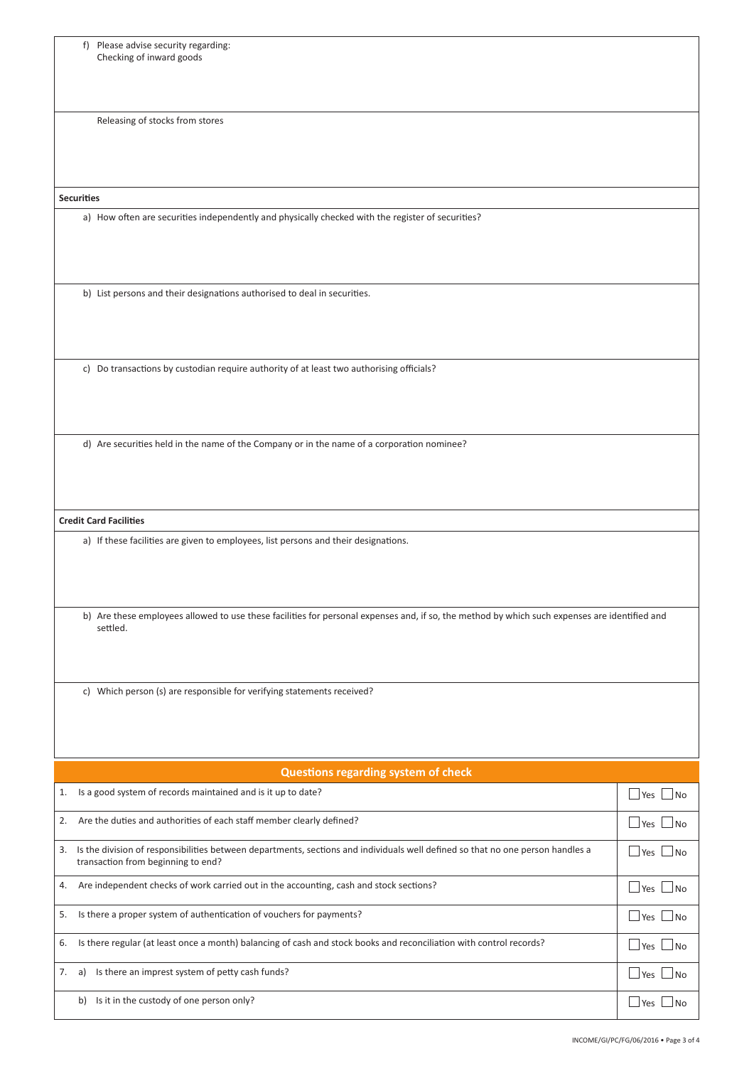f) Please advise security regarding:
Checking of inward goods

Releasing of stocks from stores

**Securities**

a) How often are securities independently and physically checked with the register of securities?

b) List persons and their designations authorised to deal in securities.

c) Do transactions by custodian require authority of at least two authorising officials?

d) Are securities held in the name of the Company or in the name of a corporation nominee?

**Credit Card Facilities**

a) If these facilities are given to employees, list persons and their designations.

b) Are these employees allowed to use these facilities for personal expenses and, if so, the method by which such expenses are identified and settled.

c) Which person (s) are responsible for verifying statements received?

## Questions regarding system of check

| Question | Answer |
| --- | --- |
| 1. Is a good system of records maintained and is it up to date? | ☐ Yes ☐ No |
| 2. Are the duties and authorities of each staff member clearly defined? | ☐ Yes ☐ No |
| 3. Is the division of responsibilities between departments, sections and individuals well defined so that no one person handles a transaction from beginning to end? | ☐ Yes ☐ No |
| 4. Are independent checks of work carried out in the accounting, cash and stock sections? | ☐ Yes ☐ No |
| 5. Is there a proper system of authentication of vouchers for payments? | ☐ Yes ☐ No |
| 6. Is there regular (at least once a month) balancing of cash and stock books and reconciliation with control records? | ☐ Yes ☐ No |
| 7. a) Is there an imprest system of petty cash funds? | ☐ Yes ☐ No |
| b) Is it in the custody of one person only? | ☐ Yes ☐ No |

INCOME/GI/PC/FG/06/2016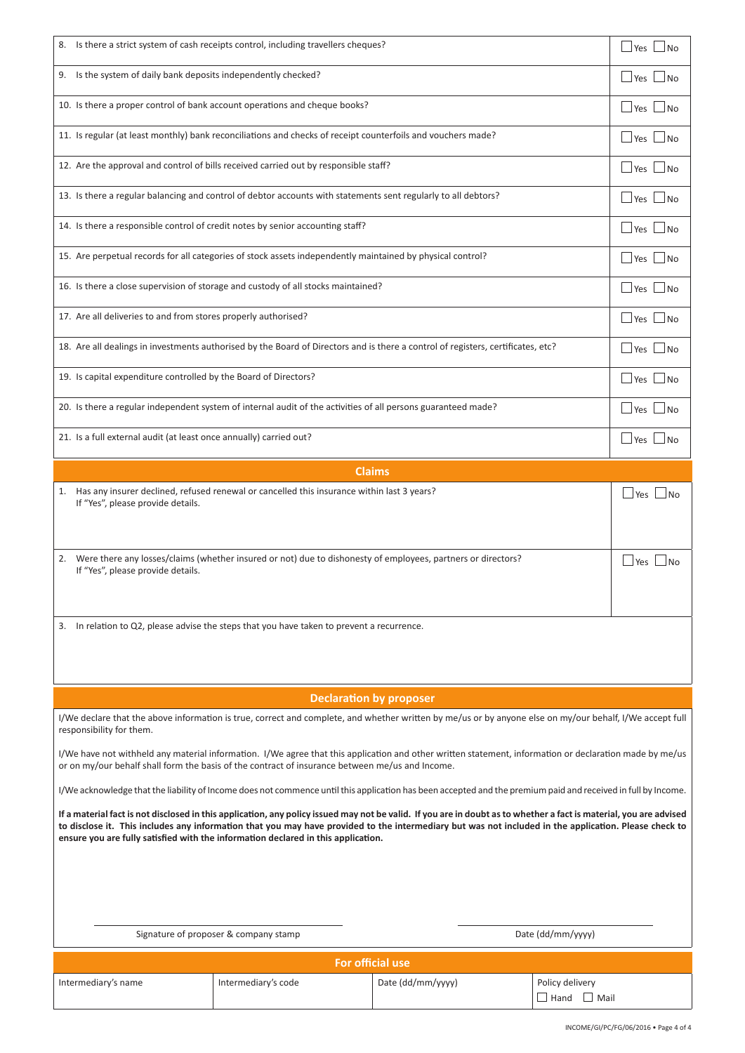| | |
|---|---|
| 8. Is there a strict system of cash receipts control, including travellers cheques? | ☐ Yes ☐ No |
| 9. Is the system of daily bank deposits independently checked? | ☐ Yes ☐ No |
| 10. Is there a proper control of bank account operations and cheque books? | ☐ Yes ☐ No |
| 11. Is regular (at least monthly) bank reconciliations and checks of receipt counterfoils and vouchers made? | ☐ Yes ☐ No |
| 12. Are the approval and control of bills received carried out by responsible staff? | ☐ Yes ☐ No |
| 13. Is there a regular balancing and control of debtor accounts with statements sent regularly to all debtors? | ☐ Yes ☐ No |
| 14. Is there a responsible control of credit notes by senior accounting staff? | ☐ Yes ☐ No |
| 15. Are perpetual records for all categories of stock assets independently maintained by physical control? | ☐ Yes ☐ No |
| 16. Is there a close supervision of storage and custody of all stocks maintained? | ☐ Yes ☐ No |
| 17. Are all deliveries to and from stores properly authorised? | ☐ Yes ☐ No |
| 18. Are all dealings in investments authorised by the Board of Directors and is there a control of registers, certificates, etc? | ☐ Yes ☐ No |
| 19. Is capital expenditure controlled by the Board of Directors? | ☐ Yes ☐ No |
| 20. Is there a regular independent system of internal audit of the activities of all persons guaranteed made? | ☐ Yes ☐ No |
| 21. Is a full external audit (at least once annually) carried out? | ☐ Yes ☐ No |

## Claims

| | |
|---|---|
| 1. Has any insurer declined, refused renewal or cancelled this insurance within last 3 years? If "Yes", please provide details. | ☐ Yes ☐ No |
| 2. Were there any losses/claims (whether insured or not) due to dishonesty of employees, partners or directors? If "Yes", please provide details. | ☐ Yes ☐ No |
| 3. In relation to Q2, please advise the steps that you have taken to prevent a recurrence. | |

## Declaration by proposer

I/We declare that the above information is true, correct and complete, and whether written by me/us or by anyone else on my/our behalf, I/We accept full responsibility for them.

I/We have not withheld any material information. I/We agree that this application and other written statement, information or declaration made by me/us or on my/our behalf shall form the basis of the contract of insurance between me/us and Income.

I/We acknowledge that the liability of Income does not commence until this application has been accepted and the premium paid and received in full by Income.

**If a material fact is not disclosed in this application, any policy issued may not be valid. If you are in doubt as to whether a fact is material, you are advised to disclose it. This includes any information that you may have provided to the intermediary but was not included in the application. Please check to ensure you are fully satisfied with the information declared in this application.**

Signature of proposer & company stamp

Date (dd/mm/yyyy)

## For official use

| Intermediary's name | Intermediary's code | Date (dd/mm/yyyy) | Policy delivery ☐ Hand ☐ Mail |
|---|---|---|---|

INCOME/GI/PC/FG/06/2016